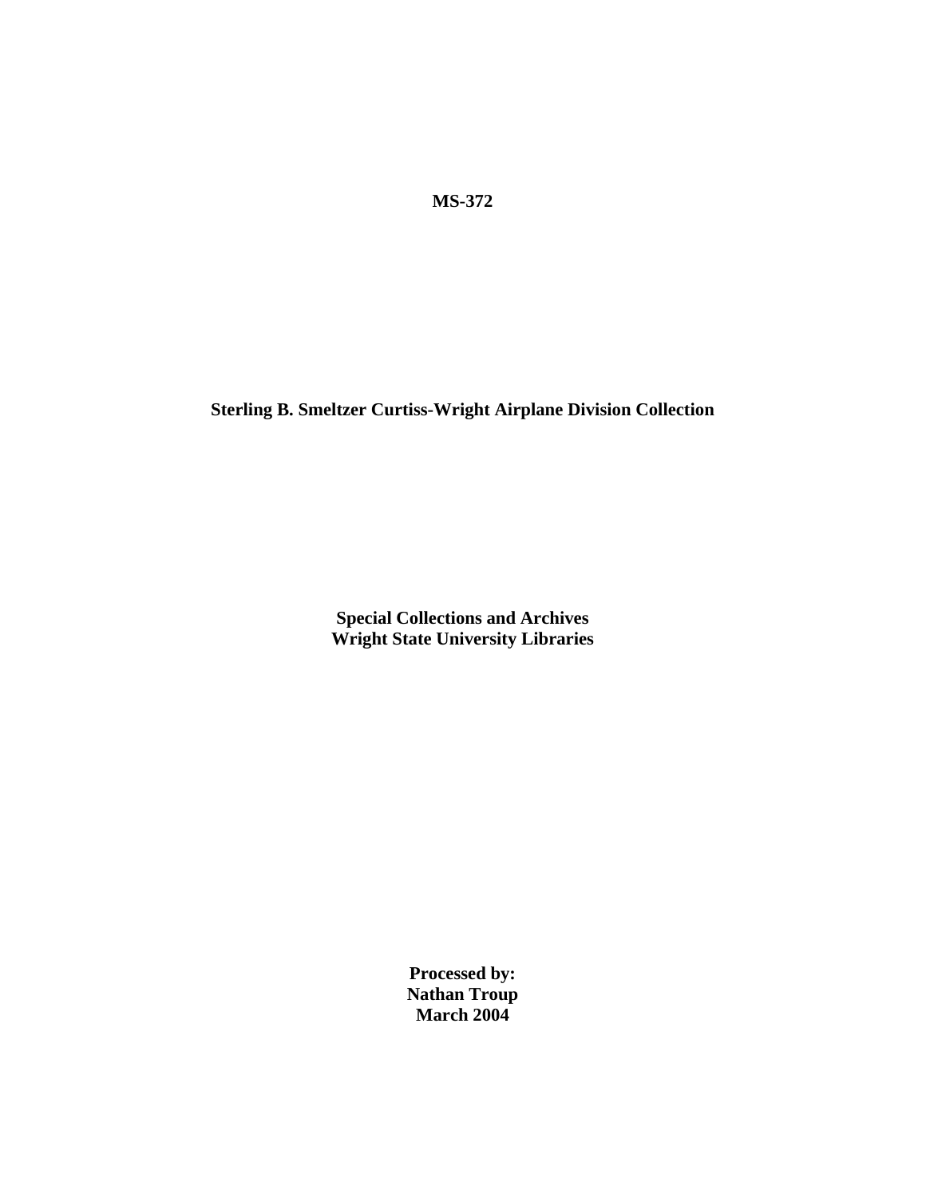**MS-372**

**Sterling B. Smeltzer Curtiss-Wright Airplane Division Collection**

**Special Collections and Archives**
**Wright State University Libraries**

**Processed by:**
**Nathan Troup**
**March 2004**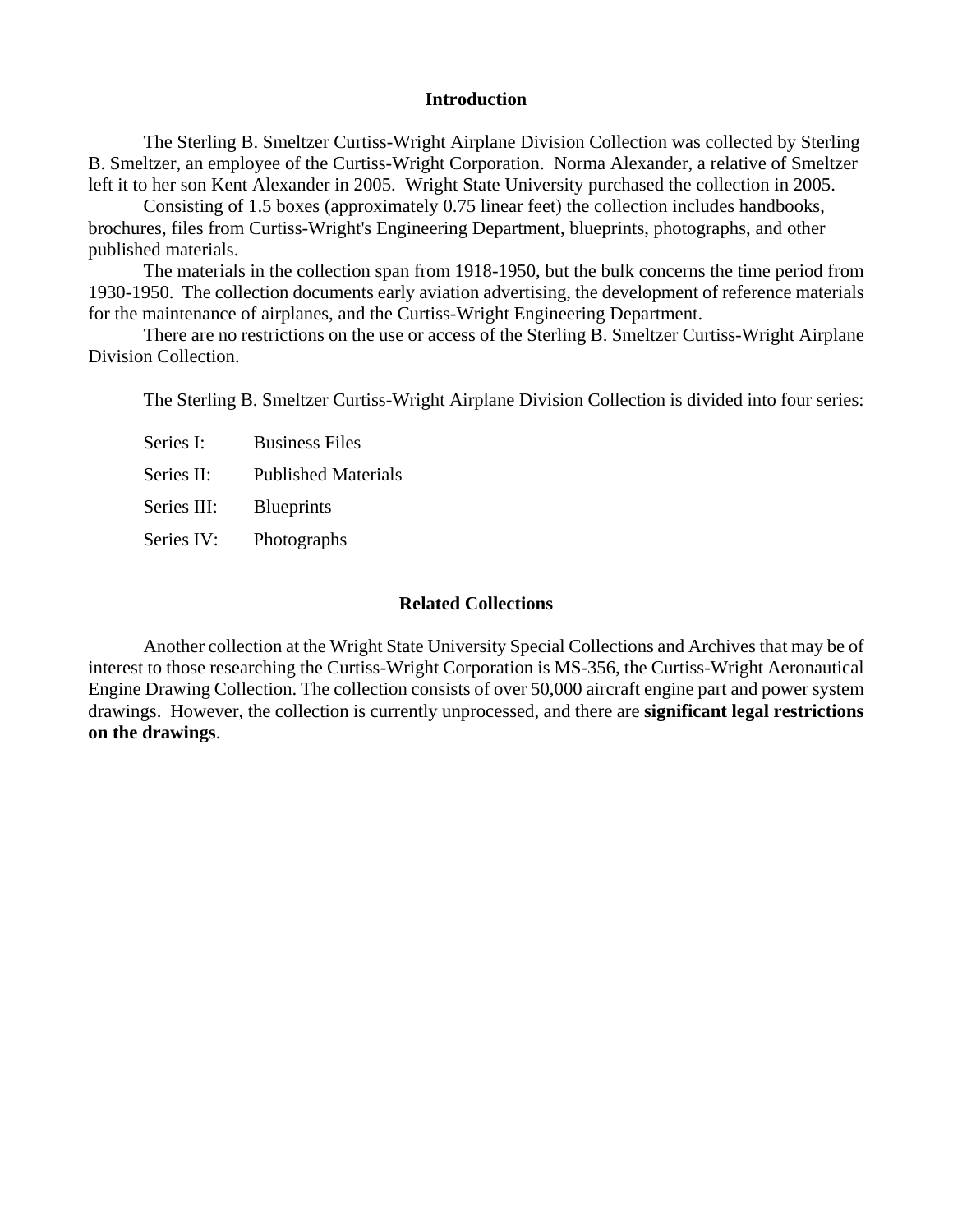## Introduction

The Sterling B. Smeltzer Curtiss-Wright Airplane Division Collection was collected by Sterling B. Smeltzer, an employee of the Curtiss-Wright Corporation. Norma Alexander, a relative of Smeltzer left it to her son Kent Alexander in 2005. Wright State University purchased the collection in 2005.

Consisting of 1.5 boxes (approximately 0.75 linear feet) the collection includes handbooks, brochures, files from Curtiss-Wright's Engineering Department, blueprints, photographs, and other published materials.

The materials in the collection span from 1918-1950, but the bulk concerns the time period from 1930-1950. The collection documents early aviation advertising, the development of reference materials for the maintenance of airplanes, and the Curtiss-Wright Engineering Department.

There are no restrictions on the use or access of the Sterling B. Smeltzer Curtiss-Wright Airplane Division Collection.

The Sterling B. Smeltzer Curtiss-Wright Airplane Division Collection is divided into four series:

- Series I: Business Files
- Series II: Published Materials
- Series III: Blueprints
- Series IV: Photographs

## Related Collections

Another collection at the Wright State University Special Collections and Archives that may be of interest to those researching the Curtiss-Wright Corporation is MS-356, the Curtiss-Wright Aeronautical Engine Drawing Collection. The collection consists of over 50,000 aircraft engine part and power system drawings. However, the collection is currently unprocessed, and there are **significant legal restrictions on the drawings**.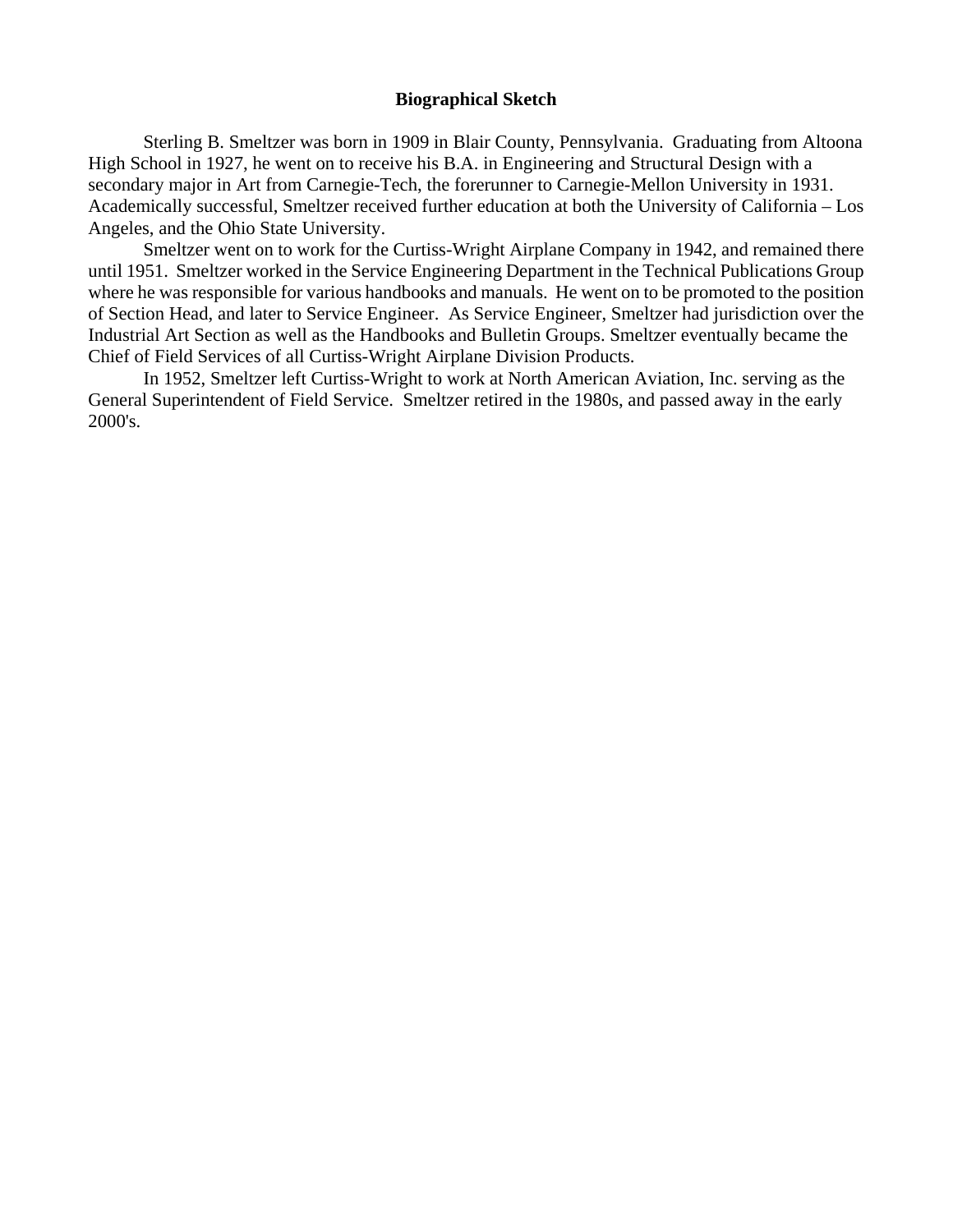## Biographical Sketch

Sterling B. Smeltzer was born in 1909 in Blair County, Pennsylvania. Graduating from Altoona High School in 1927, he went on to receive his B.A. in Engineering and Structural Design with a secondary major in Art from Carnegie-Tech, the forerunner to Carnegie-Mellon University in 1931. Academically successful, Smeltzer received further education at both the University of California – Los Angeles, and the Ohio State University.

Smeltzer went on to work for the Curtiss-Wright Airplane Company in 1942, and remained there until 1951. Smeltzer worked in the Service Engineering Department in the Technical Publications Group where he was responsible for various handbooks and manuals. He went on to be promoted to the position of Section Head, and later to Service Engineer. As Service Engineer, Smeltzer had jurisdiction over the Industrial Art Section as well as the Handbooks and Bulletin Groups. Smeltzer eventually became the Chief of Field Services of all Curtiss-Wright Airplane Division Products.

In 1952, Smeltzer left Curtiss-Wright to work at North American Aviation, Inc. serving as the General Superintendent of Field Service. Smeltzer retired in the 1980s, and passed away in the early 2000's.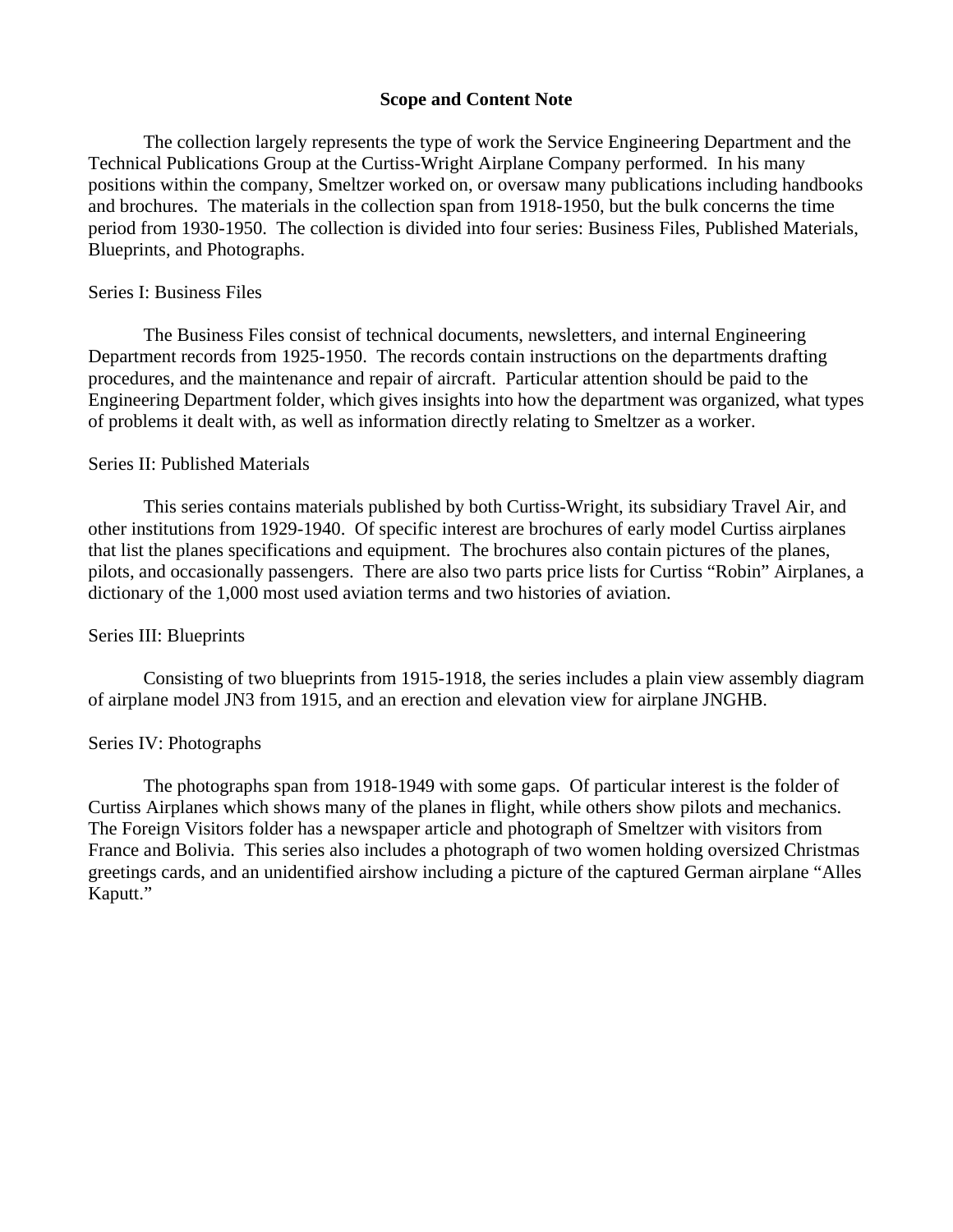## Scope and Content Note

The collection largely represents the type of work the Service Engineering Department and the Technical Publications Group at the Curtiss-Wright Airplane Company performed. In his many positions within the company, Smeltzer worked on, or oversaw many publications including handbooks and brochures. The materials in the collection span from 1918-1950, but the bulk concerns the time period from 1930-1950. The collection is divided into four series: Business Files, Published Materials, Blueprints, and Photographs.

### Series I: Business Files

The Business Files consist of technical documents, newsletters, and internal Engineering Department records from 1925-1950. The records contain instructions on the departments drafting procedures, and the maintenance and repair of aircraft. Particular attention should be paid to the Engineering Department folder, which gives insights into how the department was organized, what types of problems it dealt with, as well as information directly relating to Smeltzer as a worker.

### Series II: Published Materials

This series contains materials published by both Curtiss-Wright, its subsidiary Travel Air, and other institutions from 1929-1940. Of specific interest are brochures of early model Curtiss airplanes that list the planes specifications and equipment. The brochures also contain pictures of the planes, pilots, and occasionally passengers. There are also two parts price lists for Curtiss "Robin" Airplanes, a dictionary of the 1,000 most used aviation terms and two histories of aviation.

### Series III: Blueprints

Consisting of two blueprints from 1915-1918, the series includes a plain view assembly diagram of airplane model JN3 from 1915, and an erection and elevation view for airplane JNGHB.

### Series IV: Photographs

The photographs span from 1918-1949 with some gaps. Of particular interest is the folder of Curtiss Airplanes which shows many of the planes in flight, while others show pilots and mechanics. The Foreign Visitors folder has a newspaper article and photograph of Smeltzer with visitors from France and Bolivia. This series also includes a photograph of two women holding oversized Christmas greetings cards, and an unidentified airshow including a picture of the captured German airplane "Alles Kaputt."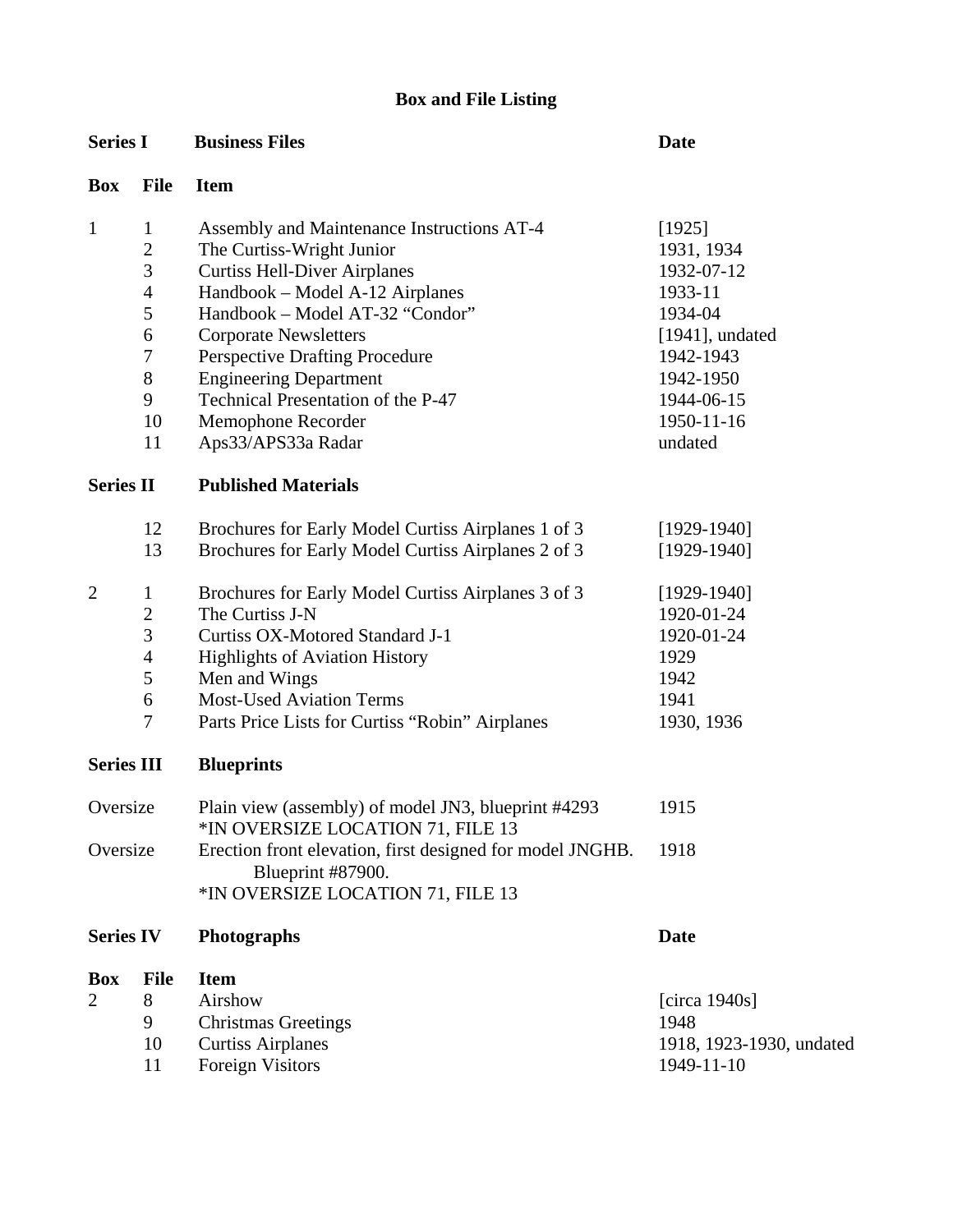## Box and File Listing

| Series I | | Business Files | Date |
|---|---|---|---|
| **Box** | **File** | **Item** | |
| 1 | 1 | Assembly and Maintenance Instructions AT-4 | [1925] |
| | 2 | The Curtiss-Wright Junior | 1931, 1934 |
| | 3 | Curtiss Hell-Diver Airplanes | 1932-07-12 |
| | 4 | Handbook – Model A-12 Airplanes | 1933-11 |
| | 5 | Handbook – Model AT-32 “Condor” | 1934-04 |
| | 6 | Corporate Newsletters | [1941], undated |
| | 7 | Perspective Drafting Procedure | 1942-1943 |
| | 8 | Engineering Department | 1942-1950 |
| | 9 | Technical Presentation of the P-47 | 1944-06-15 |
| | 10 | Memophone Recorder | 1950-11-16 |
| | 11 | Aps33/APS33a Radar | undated |

**Series II Published Materials**

| | | | |
|---|---|---|---|
| | 12 | Brochures for Early Model Curtiss Airplanes 1 of 3 | [1929-1940] |
| | 13 | Brochures for Early Model Curtiss Airplanes 2 of 3 | [1929-1940] |
| 2 | 1 | Brochures for Early Model Curtiss Airplanes 3 of 3 | [1929-1940] |
| | 2 | The Curtiss J-N | 1920-01-24 |
| | 3 | Curtiss OX-Motored Standard J-1 | 1920-01-24 |
| | 4 | Highlights of Aviation History | 1929 |
| | 5 | Men and Wings | 1942 |
| | 6 | Most-Used Aviation Terms | 1941 |
| | 7 | Parts Price Lists for Curtiss “Robin” Airplanes | 1930, 1936 |

**Series III Blueprints**

| | | |
|---|---|---|
| Oversize | Plain view (assembly) of model JN3, blueprint #4293 *IN OVERSIZE LOCATION 71, FILE 13 | 1915 |
| Oversize | Erection front elevation, first designed for model JNGHB. Blueprint #87900. *IN OVERSIZE LOCATION 71, FILE 13 | 1918 |

| Series IV | | Photographs | Date |
|---|---|---|---|
| **Box** | **File** | **Item** | |
| 2 | 8 | Airshow | [circa 1940s] |
| | 9 | Christmas Greetings | 1948 |
| | 10 | Curtiss Airplanes | 1918, 1923-1930, undated |
| | 11 | Foreign Visitors | 1949-11-10 |